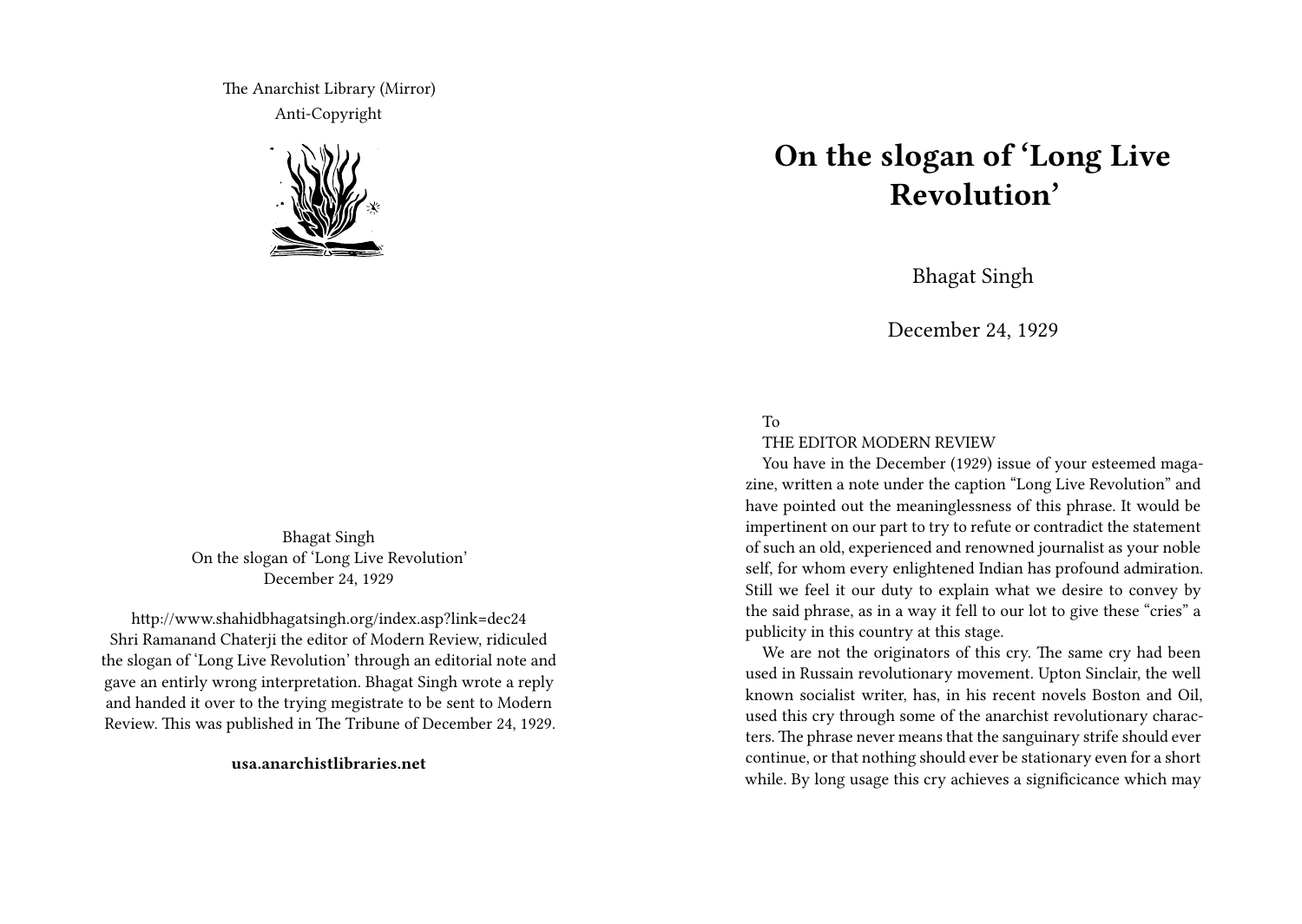The Anarchist Library (Mirror)
Anti-Copyright

Bhagat Singh
On the slogan of 'Long Live Revolution'
December 24, 1929

http://www.shahidbhagatsingh.org/index.asp?link=dec24
Shri Ramanand Chaterji the editor of Modern Review, ridiculed the slogan of 'Long Live Revolution' through an editorial note and gave an entirly wrong interpretation. Bhagat Singh wrote a reply and handed it over to the trying megistrate to be sent to Modern Review. This was published in The Tribune of December 24, 1929.

**usa.anarchistlibraries.net**

# On the slogan of 'Long Live Revolution'

Bhagat Singh

December 24, 1929

To

THE EDITOR MODERN REVIEW

You have in the December (1929) issue of your esteemed magazine, written a note under the caption "Long Live Revolution" and have pointed out the meaninglessness of this phrase. It would be impertinent on our part to try to refute or contradict the statement of such an old, experienced and renowned journalist as your noble self, for whom every enlightened Indian has profound admiration. Still we feel it our duty to explain what we desire to convey by the said phrase, as in a way it fell to our lot to give these "cries" a publicity in this country at this stage.

We are not the originators of this cry. The same cry had been used in Russain revolutionary movement. Upton Sinclair, the well known socialist writer, has, in his recent novels Boston and Oil, used this cry through some of the anarchist revolutionary characters. The phrase never means that the sanguinary strife should ever continue, or that nothing should ever be stationary even for a short while. By long usage this cry achieves a significicance which may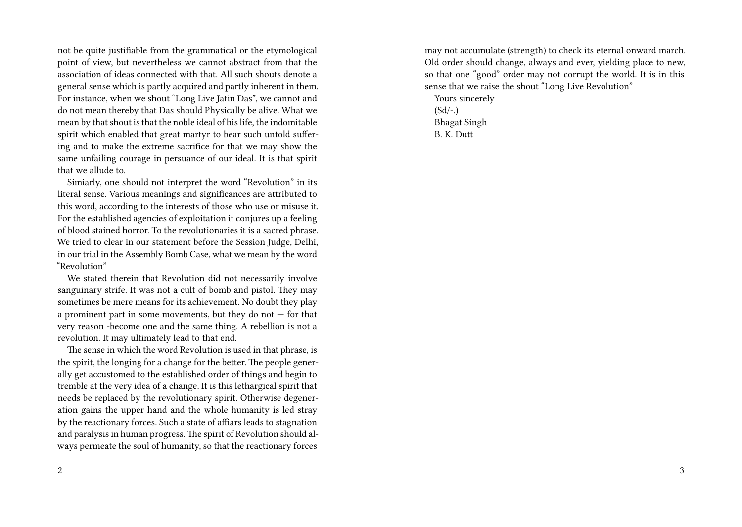not be quite justifiable from the grammatical or the etymological point of view, but nevertheless we cannot abstract from that the association of ideas connected with that. All such shouts denote a general sense which is partly acquired and partly inherent in them. For instance, when we shout "Long Live Jatin Das", we cannot and do not mean thereby that Das should Physically be alive. What we mean by that shout is that the noble ideal of his life, the indomitable spirit which enabled that great martyr to bear such untold suffering and to make the extreme sacrifice for that we may show the same unfailing courage in persuance of our ideal. It is that spirit that we allude to.

Simiarly, one should not interpret the word "Revolution" in its literal sense. Various meanings and significances are attributed to this word, according to the interests of those who use or misuse it. For the established agencies of exploitation it conjures up a feeling of blood stained horror. To the revolutionaries it is a sacred phrase. We tried to clear in our statement before the Session Judge, Delhi, in our trial in the Assembly Bomb Case, what we mean by the word "Revolution"

We stated therein that Revolution did not necessarily involve sanguinary strife. It was not a cult of bomb and pistol. They may sometimes be mere means for its achievement. No doubt they play a prominent part in some movements, but they do not — for that very reason -become one and the same thing. A rebellion is not a revolution. It may ultimately lead to that end.

The sense in which the word Revolution is used in that phrase, is the spirit, the longing for a change for the better. The people generally get accustomed to the established order of things and begin to tremble at the very idea of a change. It is this lethargical spirit that needs be replaced by the revolutionary spirit. Otherwise degeneration gains the upper hand and the whole humanity is led stray by the reactionary forces. Such a state of affiars leads to stagnation and paralysis in human progress. The spirit of Revolution should always permeate the soul of humanity, so that the reactionary forces may not accumulate (strength) to check its eternal onward march. Old order should change, always and ever, yielding place to new, so that one "good" order may not corrupt the world. It is in this sense that we raise the shout "Long Live Revolution"

Yours sincerely

(Sd/-.)

Bhagat Singh

B. K. Dutt